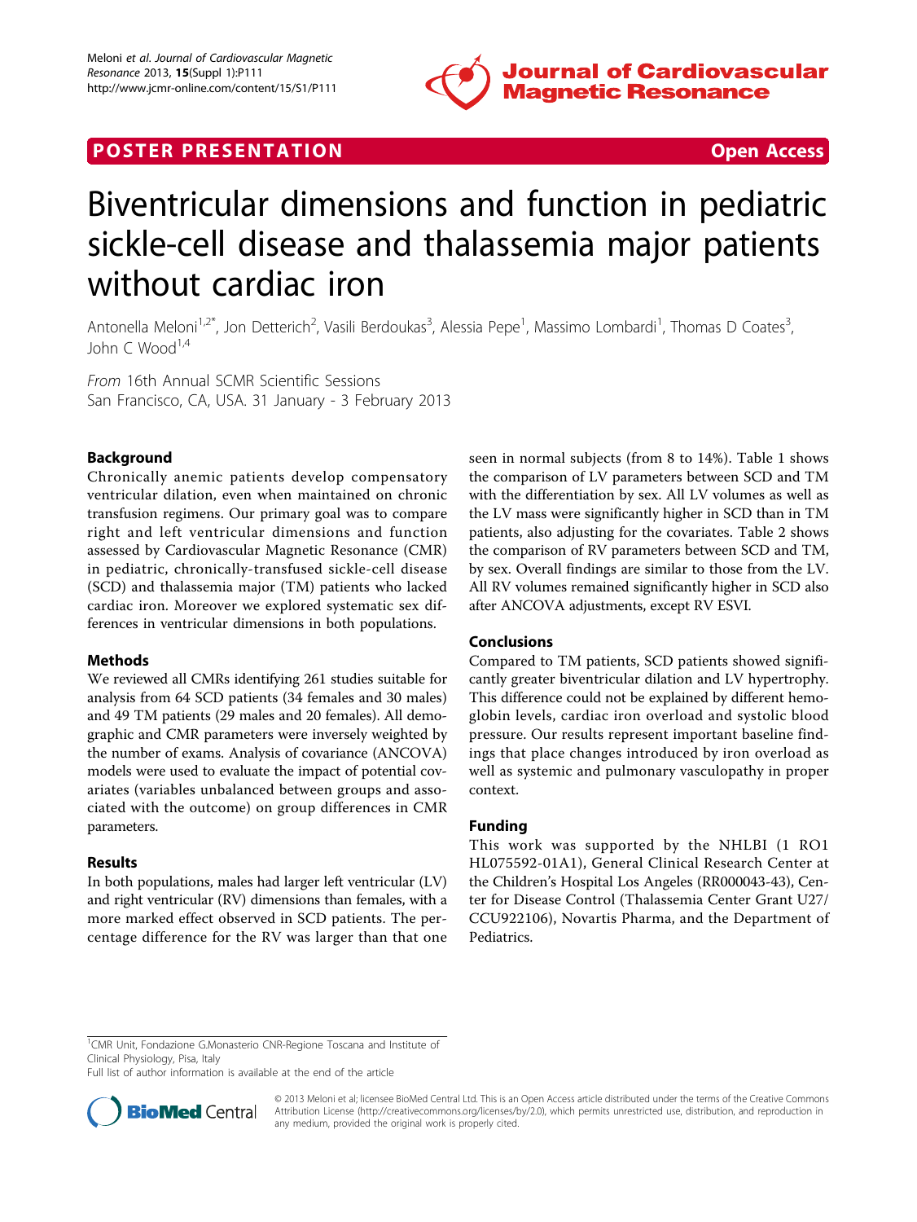**POSTER PRESENTATION** **Open Access**

# Biventricular dimensions and function in pediatric sickle-cell disease and thalassemia major patients without cardiac iron

Antonella Meloni[1,2*], Jon Detterich[2], Vasili Berdoukas[3], Alessia Pepe[1], Massimo Lombardi[1], Thomas D Coates[3], John C Wood[1,4]

*From* 16th Annual SCMR Scientific Sessions
San Francisco, CA, USA. 31 January - 3 February 2013

## Background

Chronically anemic patients develop compensatory ventricular dilation, even when maintained on chronic transfusion regimens. Our primary goal was to compare right and left ventricular dimensions and function assessed by Cardiovascular Magnetic Resonance (CMR) in pediatric, chronically-transfused sickle-cell disease (SCD) and thalassemia major (TM) patients who lacked cardiac iron. Moreover we explored systematic sex differences in ventricular dimensions in both populations.

## Methods

We reviewed all CMRs identifying 261 studies suitable for analysis from 64 SCD patients (34 females and 30 males) and 49 TM patients (29 males and 20 females). All demographic and CMR parameters were inversely weighted by the number of exams. Analysis of covariance (ANCOVA) models were used to evaluate the impact of potential covariates (variables unbalanced between groups and associated with the outcome) on group differences in CMR parameters.

## Results

In both populations, males had larger left ventricular (LV) and right ventricular (RV) dimensions than females, with a more marked effect observed in SCD patients. The percentage difference for the RV was larger than that one seen in normal subjects (from 8 to 14%). Table 1 shows the comparison of LV parameters between SCD and TM with the differentiation by sex. All LV volumes as well as the LV mass were significantly higher in SCD than in TM patients, also adjusting for the covariates. Table 2 shows the comparison of RV parameters between SCD and TM, by sex. Overall findings are similar to those from the LV. All RV volumes remained significantly higher in SCD also after ANCOVA adjustments, except RV ESVI.

## Conclusions

Compared to TM patients, SCD patients showed significantly greater biventricular dilation and LV hypertrophy. This difference could not be explained by different hemoglobin levels, cardiac iron overload and systolic blood pressure. Our results represent important baseline findings that place changes introduced by iron overload as well as systemic and pulmonary vasculopathy in proper context.

## Funding

This work was supported by the NHLBI (1 RO1 HL075592-01A1), General Clinical Research Center at the Children's Hospital Los Angeles (RR000043-43), Center for Disease Control (Thalassemia Center Grant U27/CCU922106), Novartis Pharma, and the Department of Pediatrics.

[1]CMR Unit, Fondazione G.Monasterio CNR-Regione Toscana and Institute of Clinical Physiology, Pisa, Italy
Full list of author information is available at the end of the article

© 2013 Meloni et al; licensee BioMed Central Ltd. This is an Open Access article distributed under the terms of the Creative Commons Attribution License (http://creativecommons.org/licenses/by/2.0), which permits unrestricted use, distribution, and reproduction in any medium, provided the original work is properly cited.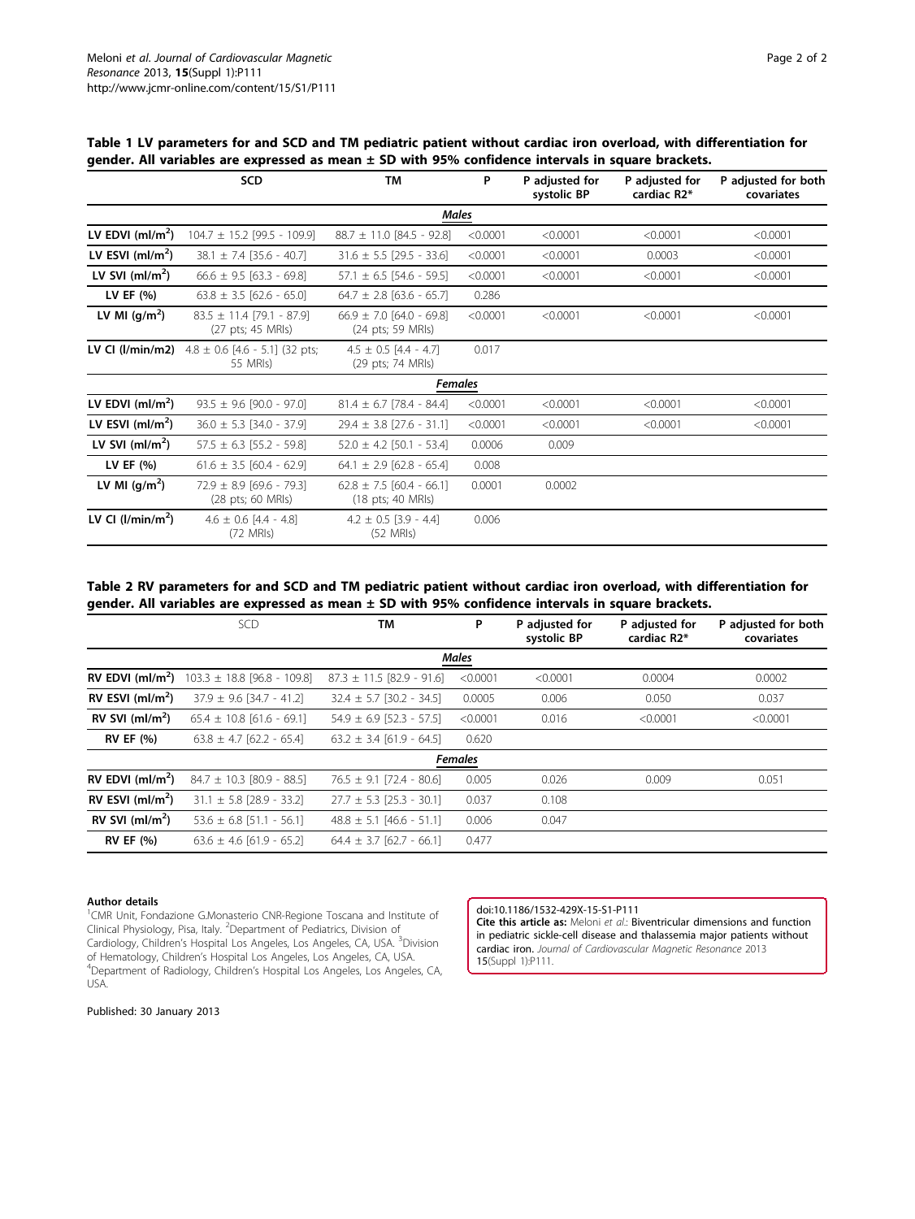**Table 1 LV parameters for and SCD and TM pediatric patient without cardiac iron overload, with differentiation for gender. All variables are expressed as mean ± SD with 95% confidence intervals in square brackets.**

| | SCD | TM | P | P adjusted for systolic BP | P adjusted for cardiac R2* | P adjusted for both covariates |
|---|---|---|---|---|---|---|
| | | | ***Males*** | | | |
| LV EDVI ($ml/m^2$) | 104.7 ± 15.2 [99.5 - 109.9] | 88.7 ± 11.0 [84.5 - 92.8] | <0.0001 | <0.0001 | <0.0001 | <0.0001 |
| LV ESVI ($ml/m^2$) | 38.1 ± 7.4 [35.6 - 40.7] | 31.6 ± 5.5 [29.5 - 33.6] | <0.0001 | <0.0001 | 0.0003 | <0.0001 |
| LV SVI ($ml/m^2$) | 66.6 ± 9.5 [63.3 - 69.8] | 57.1 ± 6.5 [54.6 - 59.5] | <0.0001 | <0.0001 | <0.0001 | <0.0001 |
| LV EF (%) | 63.8 ± 3.5 [62.6 - 65.0] | 64.7 ± 2.8 [63.6 - 65.7] | 0.286 | | | |
| LV MI ($g/m^2$) | 83.5 ± 11.4 [79.1 - 87.9] (27 pts; 45 MRIs) | 66.9 ± 7.0 [64.0 - 69.8] (24 pts; 59 MRIs) | <0.0001 | <0.0001 | <0.0001 | <0.0001 |
| LV CI (l/min/m2) | 4.8 ± 0.6 [4.6 - 5.1] (32 pts; 55 MRIs) | 4.5 ± 0.5 [4.4 - 4.7] (29 pts; 74 MRIs) | 0.017 | | | |
| | | | ***Females*** | | | |
| LV EDVI ($ml/m^2$) | 93.5 ± 9.6 [90.0 - 97.0] | 81.4 ± 6.7 [78.4 - 84.4] | <0.0001 | <0.0001 | <0.0001 | <0.0001 |
| LV ESVI ($ml/m^2$) | 36.0 ± 5.3 [34.0 - 37.9] | 29.4 ± 3.8 [27.6 - 31.1] | <0.0001 | <0.0001 | <0.0001 | <0.0001 |
| LV SVI ($ml/m^2$) | 57.5 ± 6.3 [55.2 - 59.8] | 52.0 ± 4.2 [50.1 - 53.4] | 0.0006 | 0.009 | | |
| LV EF (%) | 61.6 ± 3.5 [60.4 - 62.9] | 64.1 ± 2.9 [62.8 - 65.4] | 0.008 | | | |
| LV MI ($g/m^2$) | 72.9 ± 8.9 [69.6 - 79.3] (28 pts; 60 MRIs) | 62.8 ± 7.5 [60.4 - 66.1] (18 pts; 40 MRIs) | 0.0001 | 0.0002 | | |
| LV CI ($l/min/m^2$) | 4.6 ± 0.6 [4.4 - 4.8] (72 MRIs) | 4.2 ± 0.5 [3.9 - 4.4] (52 MRIs) | 0.006 | | | |

**Table 2 RV parameters for and SCD and TM pediatric patient without cardiac iron overload, with differentiation for gender. All variables are expressed as mean ± SD with 95% confidence intervals in square brackets.**

| | SCD | TM | P | P adjusted for systolic BP | P adjusted for cardiac R2* | P adjusted for both covariates |
|---|---|---|---|---|---|---|
| | | | ***Males*** | | | |
| RV EDVI ($ml/m^2$) | 103.3 ± 18.8 [96.8 - 109.8] | 87.3 ± 11.5 [82.9 - 91.6] | <0.0001 | <0.0001 | 0.0004 | 0.0002 |
| RV ESVI ($ml/m^2$) | 37.9 ± 9.6 [34.7 - 41.2] | 32.4 ± 5.7 [30.2 - 34.5] | 0.0005 | 0.006 | 0.050 | 0.037 |
| RV SVI ($ml/m^2$) | 65.4 ± 10.8 [61.6 - 69.1] | 54.9 ± 6.9 [52.3 - 57.5] | <0.0001 | 0.016 | <0.0001 | <0.0001 |
| RV EF (%) | 63.8 ± 4.7 [62.2 - 65.4] | 63.2 ± 3.4 [61.9 - 64.5] | 0.620 | | | |
| | | | ***Females*** | | | |
| RV EDVI ($ml/m^2$) | 84.7 ± 10.3 [80.9 - 88.5] | 76.5 ± 9.1 [72.4 - 80.6] | 0.005 | 0.026 | 0.009 | 0.051 |
| RV ESVI ($ml/m^2$) | 31.1 ± 5.8 [28.9 - 33.2] | 27.7 ± 5.3 [25.3 - 30.1] | 0.037 | 0.108 | | |
| RV SVI ($ml/m^2$) | 53.6 ± 6.8 [51.1 - 56.1] | 48.8 ± 5.1 [46.6 - 51.1] | 0.006 | 0.047 | | |
| RV EF (%) | 63.6 ± 4.6 [61.9 - 65.2] | 64.4 ± 3.7 [62.7 - 66.1] | 0.477 | | | |

#### Author details

[1]CMR Unit, Fondazione G.Monasterio CNR-Regione Toscana and Institute of Clinical Physiology, Pisa, Italy. [2]Department of Pediatrics, Division of Cardiology, Children's Hospital Los Angeles, Los Angeles, CA, USA. [3]Division of Hematology, Children's Hospital Los Angeles, Los Angeles, CA, USA. [4]Department of Radiology, Children's Hospital Los Angeles, Los Angeles, CA, USA.

Published: 30 January 2013

doi:10.1186/1532-429X-15-S1-P111

**Cite this article as:** Meloni *et al.*: Biventricular dimensions and function in pediatric sickle-cell disease and thalassemia major patients without cardiac iron. *Journal of Cardiovascular Magnetic Resonance* 2013 **15**(Suppl 1):P111.